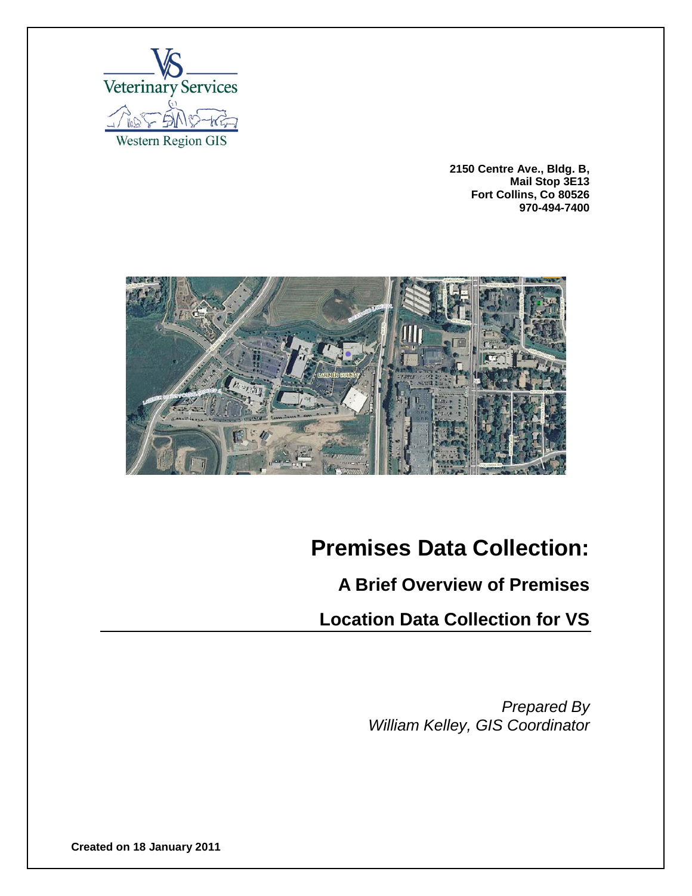Veterinary Services

Western Region GIS

**2150 Centre Ave., Bldg. B,**
**Mail Stop 3E13**
**Fort Collins, Co 80526**
**970-494-7400**

# Premises Data Collection:

## A Brief Overview of Premises Location Data Collection for VS

*Prepared By*
*William Kelley, GIS Coordinator*

**Created on 18 January 2011**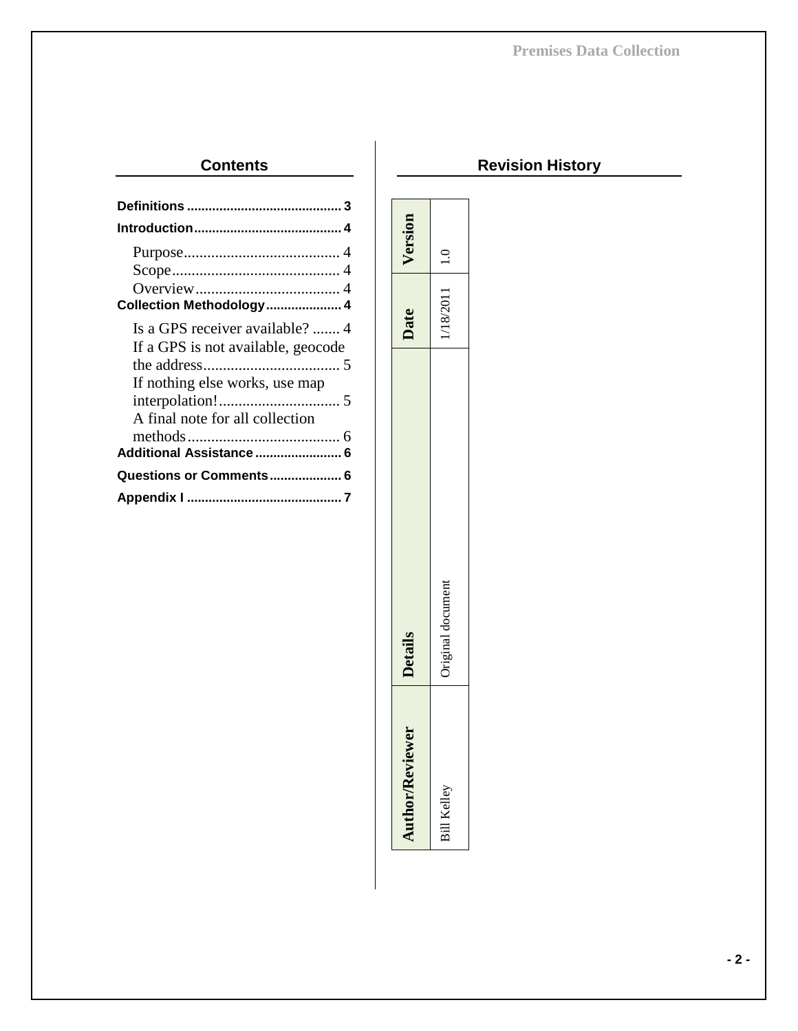## Contents

**Definitions** .......................................... 3

**Introduction** ......................................... 4

- Purpose ........................................ 4
- Scope ........................................... 4
- Overview ...................................... 4

**Collection Methodology** ..................... 4

- Is a GPS receiver available? ....... 4
- If a GPS is not available, geocode the address ................................... 5
- If nothing else works, use map interpolation! .............................. 5
- A final note for all collection methods ...................................... 6

**Additional Assistance** ........................ 6

**Questions or Comments** .................... 6

**Appendix I** ........................................... 7

## Revision History

| Version | Date | Details | Author/Reviewer |
|---|---|---|---|
| 1.0 | 1/18/2011 | Original document | Bill Kelley |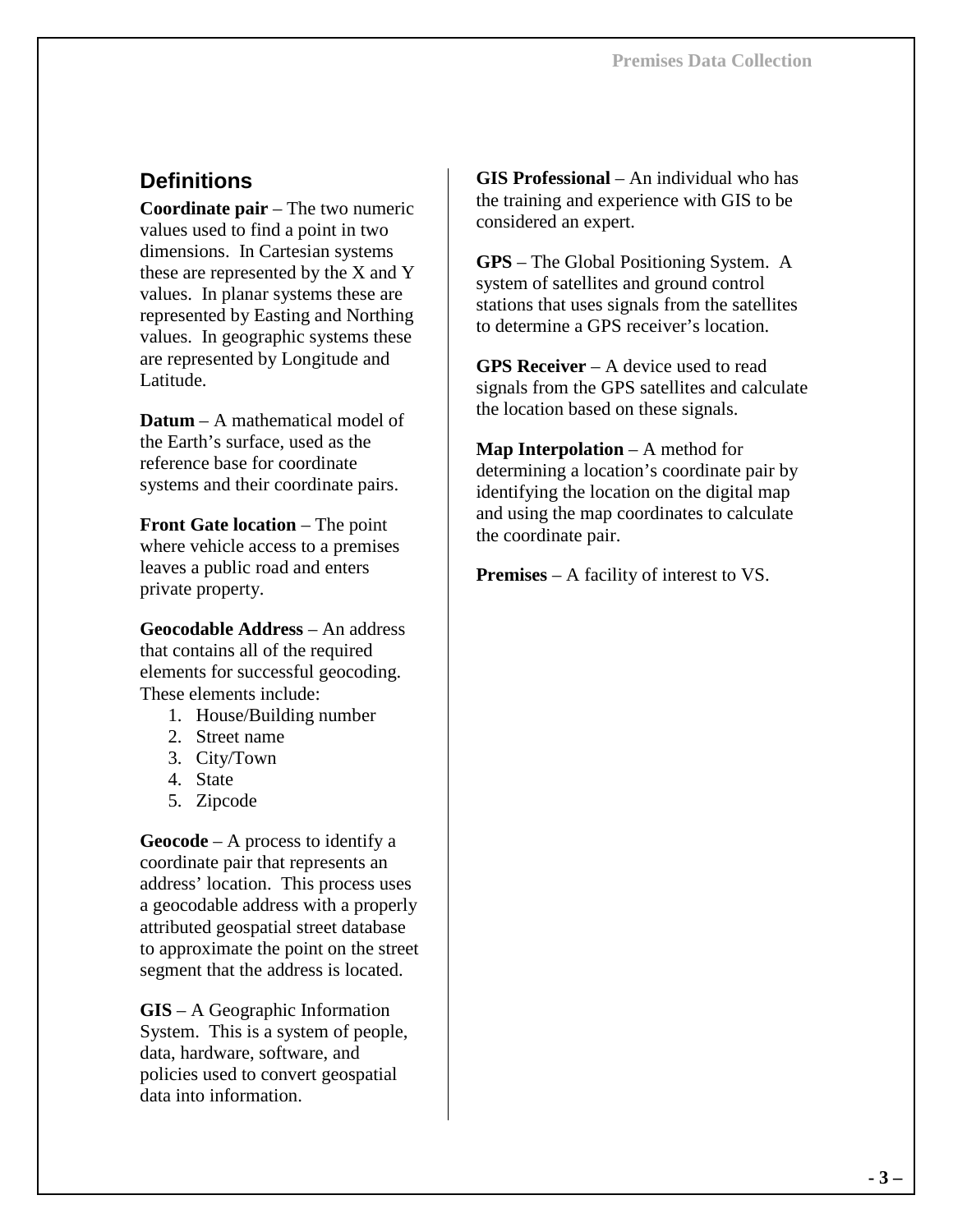## Definitions

**Coordinate pair** – The two numeric values used to find a point in two dimensions. In Cartesian systems these are represented by the X and Y values. In planar systems these are represented by Easting and Northing values. In geographic systems these are represented by Longitude and Latitude.

**Datum** – A mathematical model of the Earth's surface, used as the reference base for coordinate systems and their coordinate pairs.

**Front Gate location** – The point where vehicle access to a premises leaves a public road and enters private property.

**Geocodable Address** – An address that contains all of the required elements for successful geocoding. These elements include:

1. House/Building number
2. Street name
3. City/Town
4. State
5. Zipcode

**Geocode** – A process to identify a coordinate pair that represents an address' location. This process uses a geocodable address with a properly attributed geospatial street database to approximate the point on the street segment that the address is located.

**GIS** – A Geographic Information System. This is a system of people, data, hardware, software, and policies used to convert geospatial data into information.

**GIS Professional** – An individual who has the training and experience with GIS to be considered an expert.

**GPS** – The Global Positioning System. A system of satellites and ground control stations that uses signals from the satellites to determine a GPS receiver's location.

**GPS Receiver** – A device used to read signals from the GPS satellites and calculate the location based on these signals.

**Map Interpolation** – A method for determining a location's coordinate pair by identifying the location on the digital map and using the map coordinates to calculate the coordinate pair.

**Premises** – A facility of interest to VS.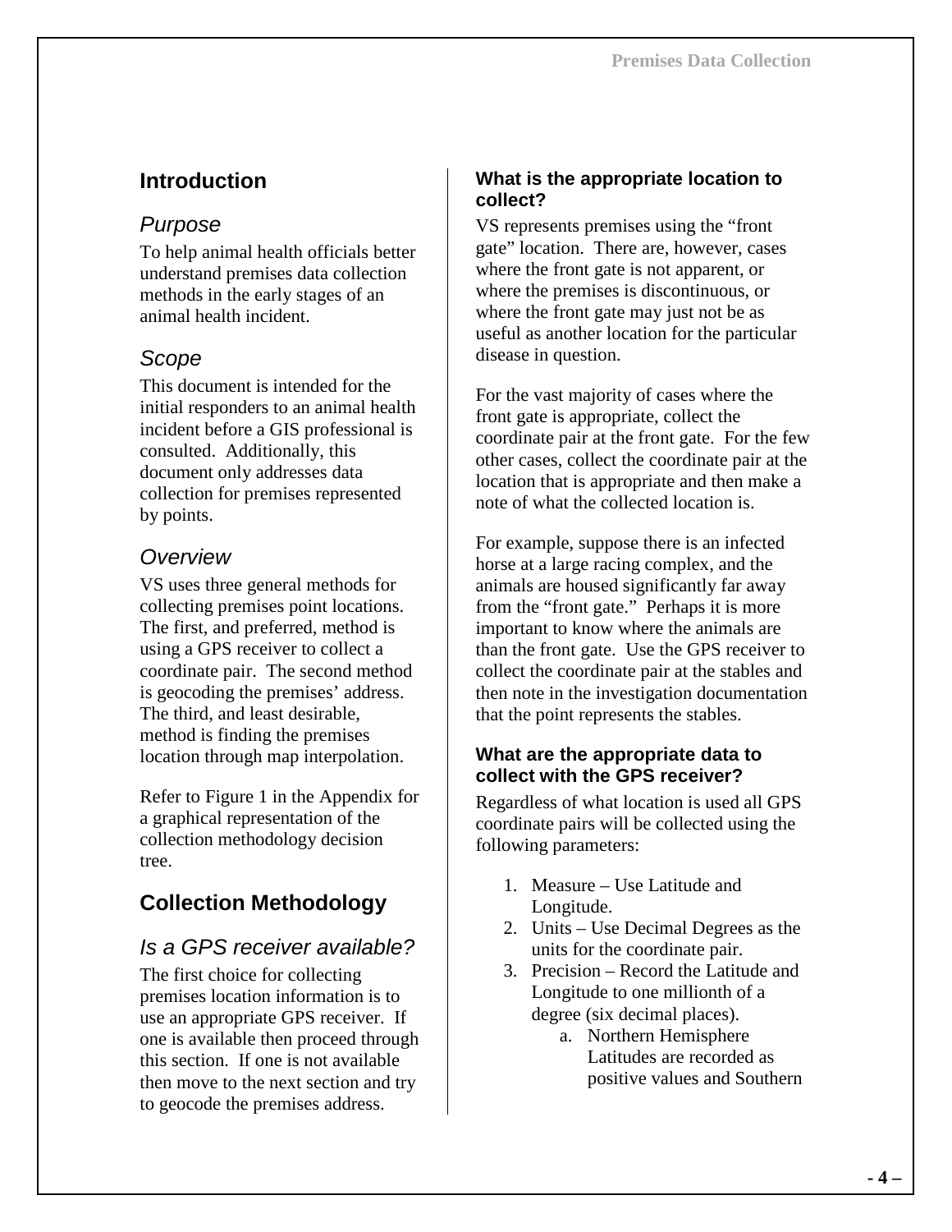## Introduction

### Purpose

To help animal health officials better understand premises data collection methods in the early stages of an animal health incident.

### Scope

This document is intended for the initial responders to an animal health incident before a GIS professional is consulted. Additionally, this document only addresses data collection for premises represented by points.

### Overview

VS uses three general methods for collecting premises point locations. The first, and preferred, method is using a GPS receiver to collect a coordinate pair. The second method is geocoding the premises' address. The third, and least desirable, method is finding the premises location through map interpolation.

Refer to Figure 1 in the Appendix for a graphical representation of the collection methodology decision tree.

## Collection Methodology

### Is a GPS receiver available?

The first choice for collecting premises location information is to use an appropriate GPS receiver. If one is available then proceed through this section. If one is not available then move to the next section and try to geocode the premises address.

#### What is the appropriate location to collect?

VS represents premises using the "front gate" location. There are, however, cases where the front gate is not apparent, or where the premises is discontinuous, or where the front gate may just not be as useful as another location for the particular disease in question.

For the vast majority of cases where the front gate is appropriate, collect the coordinate pair at the front gate. For the few other cases, collect the coordinate pair at the location that is appropriate and then make a note of what the collected location is.

For example, suppose there is an infected horse at a large racing complex, and the animals are housed significantly far away from the "front gate." Perhaps it is more important to know where the animals are than the front gate. Use the GPS receiver to collect the coordinate pair at the stables and then note in the investigation documentation that the point represents the stables.

#### What are the appropriate data to collect with the GPS receiver?

Regardless of what location is used all GPS coordinate pairs will be collected using the following parameters:

1. Measure – Use Latitude and Longitude.
2. Units – Use Decimal Degrees as the units for the coordinate pair.
3. Precision – Record the Latitude and Longitude to one millionth of a degree (six decimal places).
    a. Northern Hemisphere Latitudes are recorded as positive values and Southern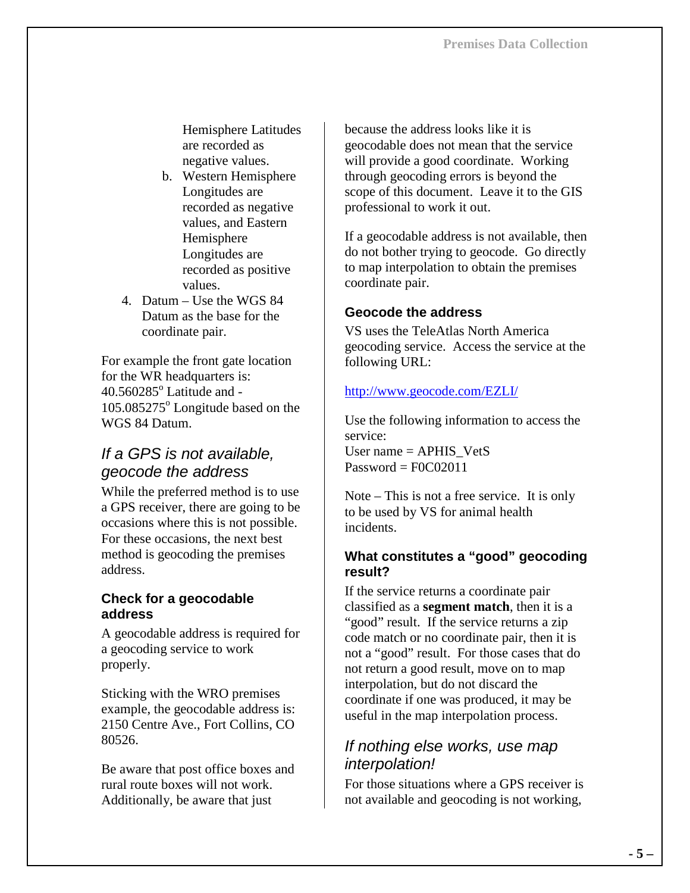Hemisphere Latitudes are recorded as negative values.

b. Western Hemisphere Longitudes are recorded as negative values, and Eastern Hemisphere Longitudes are recorded as positive values.

4. Datum – Use the WGS 84 Datum as the base for the coordinate pair.

For example the front gate location for the WR headquarters is: 40.560285$^{o}$ Latitude and -105.085275$^{o}$ Longitude based on the WGS 84 Datum.

## *If a GPS is not available, geocode the address*

While the preferred method is to use a GPS receiver, there are going to be occasions where this is not possible. For these occasions, the next best method is geocoding the premises address.

### Check for a geocodable address

A geocodable address is required for a geocoding service to work properly.

Sticking with the WRO premises example, the geocodable address is: 2150 Centre Ave., Fort Collins, CO 80526.

Be aware that post office boxes and rural route boxes will not work. Additionally, be aware that just because the address looks like it is geocodable does not mean that the service will provide a good coordinate. Working through geocoding errors is beyond the scope of this document. Leave it to the GIS professional to work it out.

If a geocodable address is not available, then do not bother trying to geocode. Go directly to map interpolation to obtain the premises coordinate pair.

### Geocode the address

VS uses the TeleAtlas North America geocoding service. Access the service at the following URL:

http://www.geocode.com/EZLI/

Use the following information to access the service:
User name = APHIS_VetS
Password = F0C02011

Note – This is not a free service. It is only to be used by VS for animal health incidents.

### What constitutes a "good" geocoding result?

If the service returns a coordinate pair classified as a **segment match**, then it is a "good" result. If the service returns a zip code match or no coordinate pair, then it is not a "good" result. For those cases that do not return a good result, move on to map interpolation, but do not discard the coordinate if one was produced, it may be useful in the map interpolation process.

## *If nothing else works, use map interpolation!*

For those situations where a GPS receiver is not available and geocoding is not working,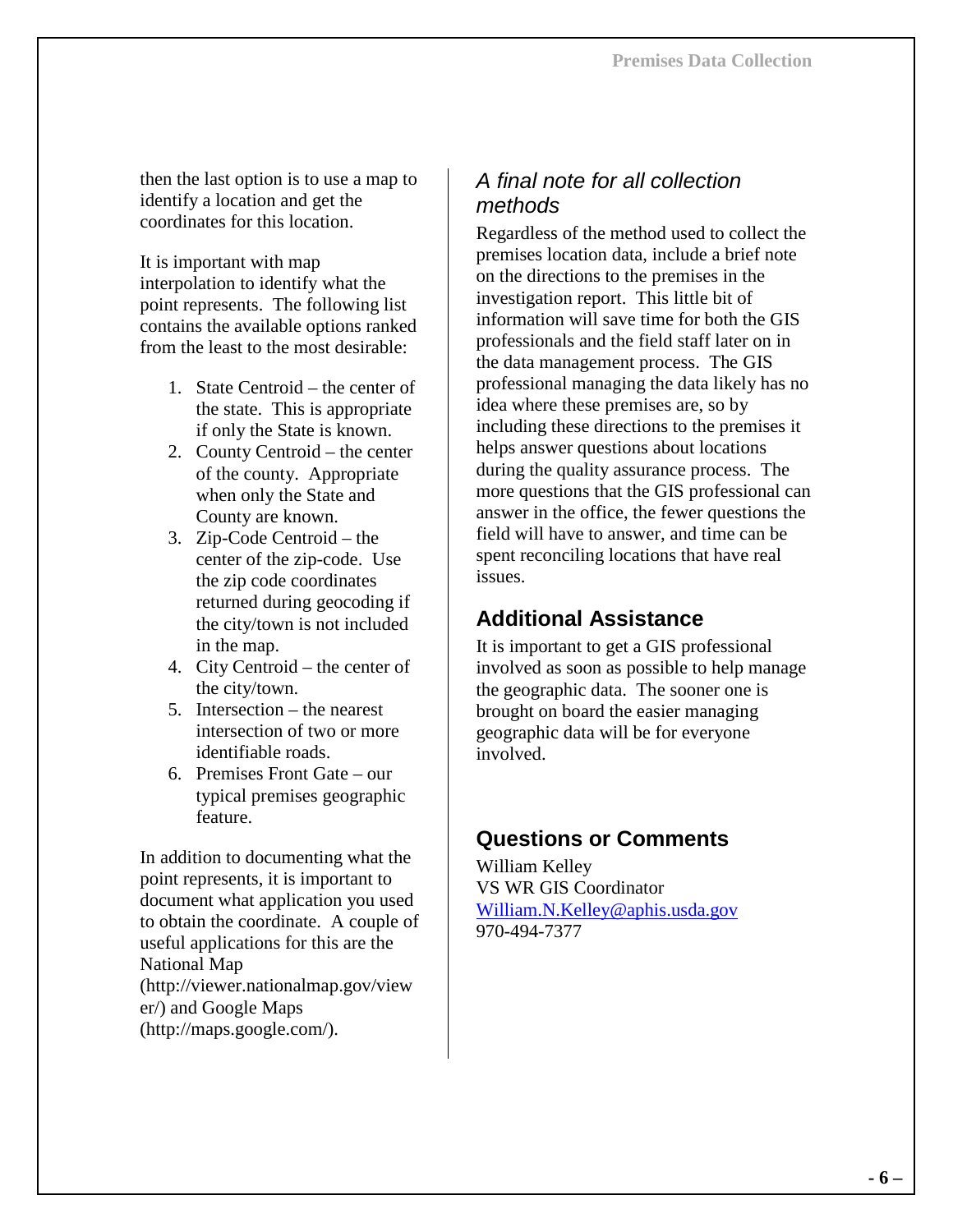then the last option is to use a map to identify a location and get the coordinates for this location.

It is important with map interpolation to identify what the point represents. The following list contains the available options ranked from the least to the most desirable:

1. State Centroid – the center of the state. This is appropriate if only the State is known.
2. County Centroid – the center of the county. Appropriate when only the State and County are known.
3. Zip-Code Centroid – the center of the zip-code. Use the zip code coordinates returned during geocoding if the city/town is not included in the map.
4. City Centroid – the center of the city/town.
5. Intersection – the nearest intersection of two or more identifiable roads.
6. Premises Front Gate – our typical premises geographic feature.

In addition to documenting what the point represents, it is important to document what application you used to obtain the coordinate. A couple of useful applications for this are the National Map (http://viewer.nationalmap.gov/viewer/) and Google Maps (http://maps.google.com/).

### *A final note for all collection methods*

Regardless of the method used to collect the premises location data, include a brief note on the directions to the premises in the investigation report. This little bit of information will save time for both the GIS professionals and the field staff later on in the data management process. The GIS professional managing the data likely has no idea where these premises are, so by including these directions to the premises it helps answer questions about locations during the quality assurance process. The more questions that the GIS professional can answer in the office, the fewer questions the field will have to answer, and time can be spent reconciling locations that have real issues.

## Additional Assistance

It is important to get a GIS professional involved as soon as possible to help manage the geographic data. The sooner one is brought on board the easier managing geographic data will be for everyone involved.

## Questions or Comments

William Kelley
VS WR GIS Coordinator
William.N.Kelley@aphis.usda.gov
970-494-7377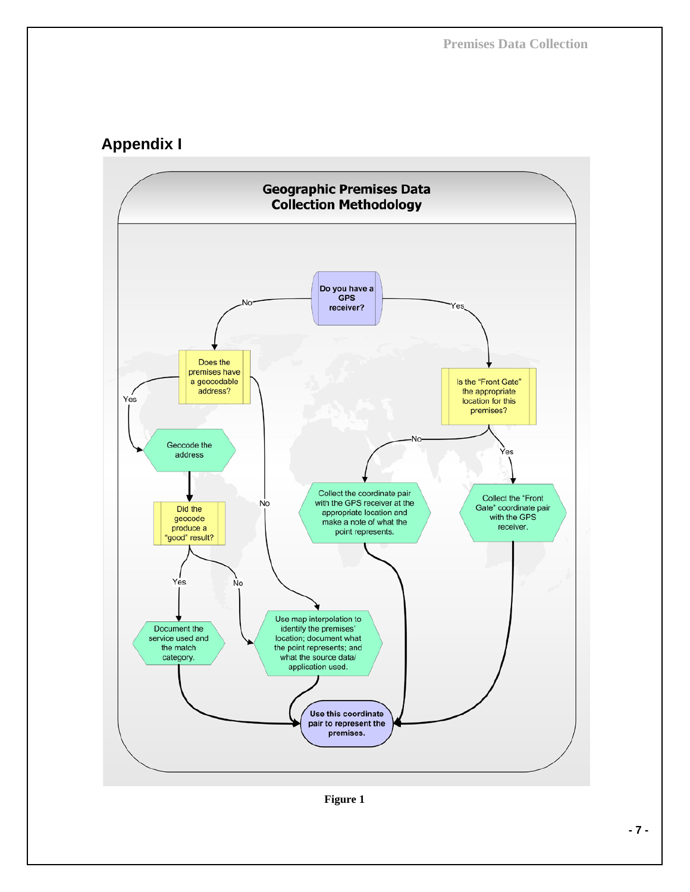## Appendix I

Geographic Premises Data Collection Methodology

Do you have a GPS receiver?

No

Yes

Does the premises have a geocodable address?

Is the "Front Gate" the appropriate location for this premises?

Yes

Geocode the address

No

Yes

No

Collect the coordinate pair with the GPS receiver at the appropriate location and make a note of what the point represents.

Collect the "Front Gate" coordinate pair with the GPS receiver.

Did the geocode produce a "good" result?

Yes

No

Document the service used and the match category.

Use map interpolation to identify the premises' location; document what the point represents; and what the source data/application used.

Use this coordinate pair to represent the premises.

**Figure 1**